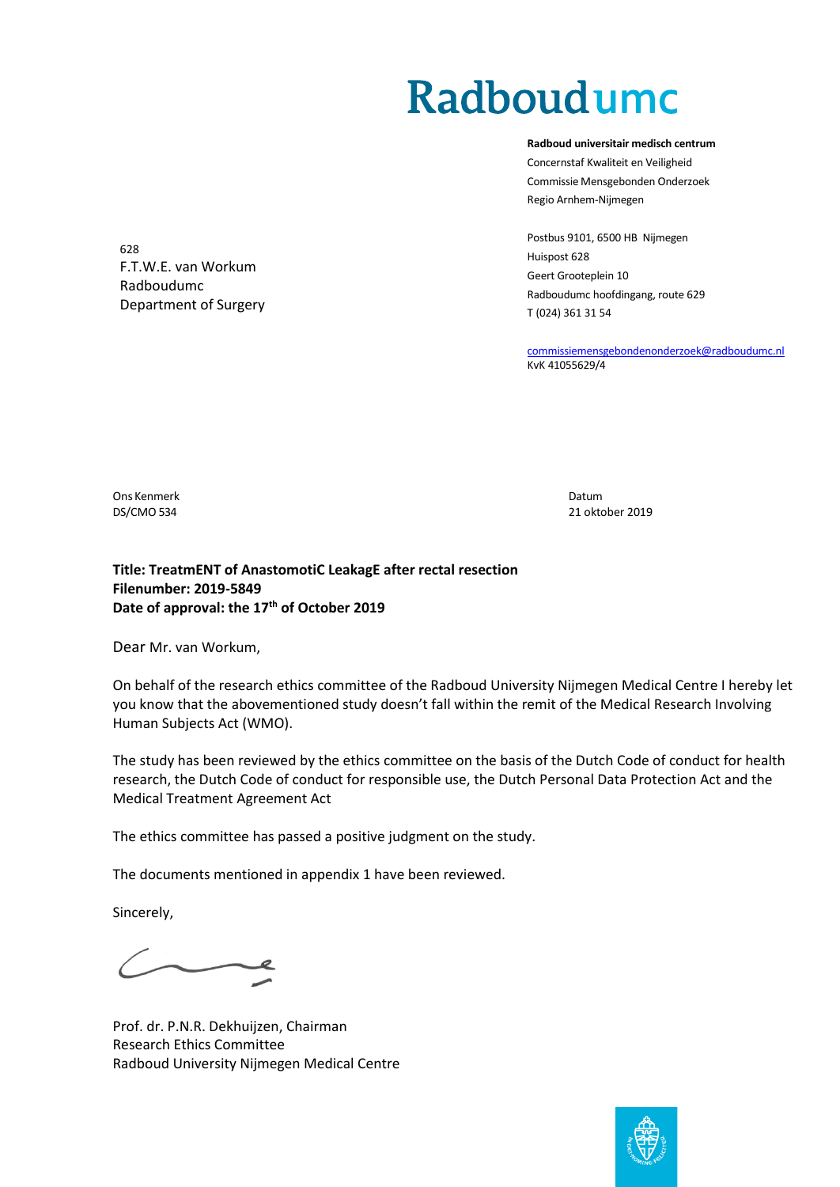# Radboudumc

**Radboud universitair medisch centrum**
Concernstaf Kwaliteit en Veiligheid
Commissie Mensgebonden Onderzoek
Regio Arnhem-Nijmegen

Postbus 9101, 6500 HB Nijmegen
Huispost 628
Geert Grooteplein 10
Radboudumc hoofdingang, route 629
T (024) 361 31 54

commissiemensgebondenonderzoek@radboudumc.nl
KvK 41055629/4

628
F.T.W.E. van Workum
Radboudumc
Department of Surgery

Ons Kenmerk
DS/CMO 534

Datum
21 oktober 2019

**Title: TreatmENT of AnastomotiC LeakagE after rectal resection**
**Filenumber: 2019-5849**
**Date of approval: the 17th of October 2019**

Dear Mr. van Workum,

On behalf of the research ethics committee of the Radboud University Nijmegen Medical Centre I hereby let you know that the abovementioned study doesn't fall within the remit of the Medical Research Involving Human Subjects Act (WMO).

The study has been reviewed by the ethics committee on the basis of the Dutch Code of conduct for health research, the Dutch Code of conduct for responsible use, the Dutch Personal Data Protection Act and the Medical Treatment Agreement Act

The ethics committee has passed a positive judgment on the study.

The documents mentioned in appendix 1 have been reviewed.

Sincerely,

Prof. dr. P.N.R. Dekhuijzen, Chairman
Research Ethics Committee
Radboud University Nijmegen Medical Centre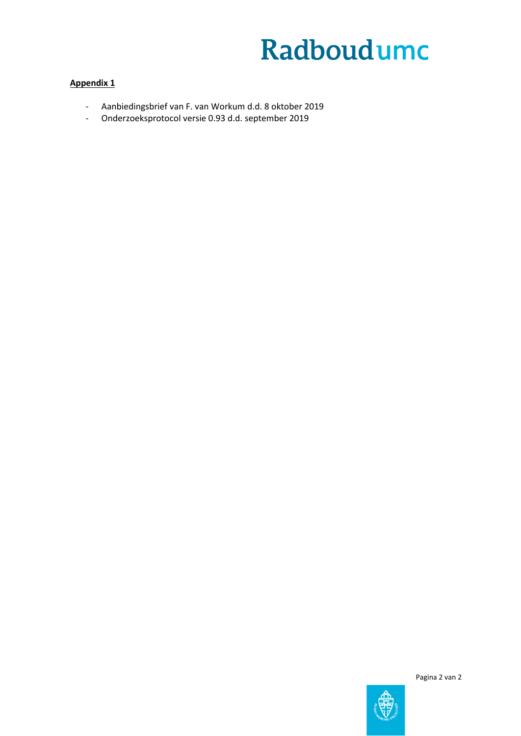**Appendix 1**

- Aanbiedingsbrief van F. van Workum d.d. 8 oktober 2019
- Onderzoeksprotocol versie 0.93 d.d. september 2019